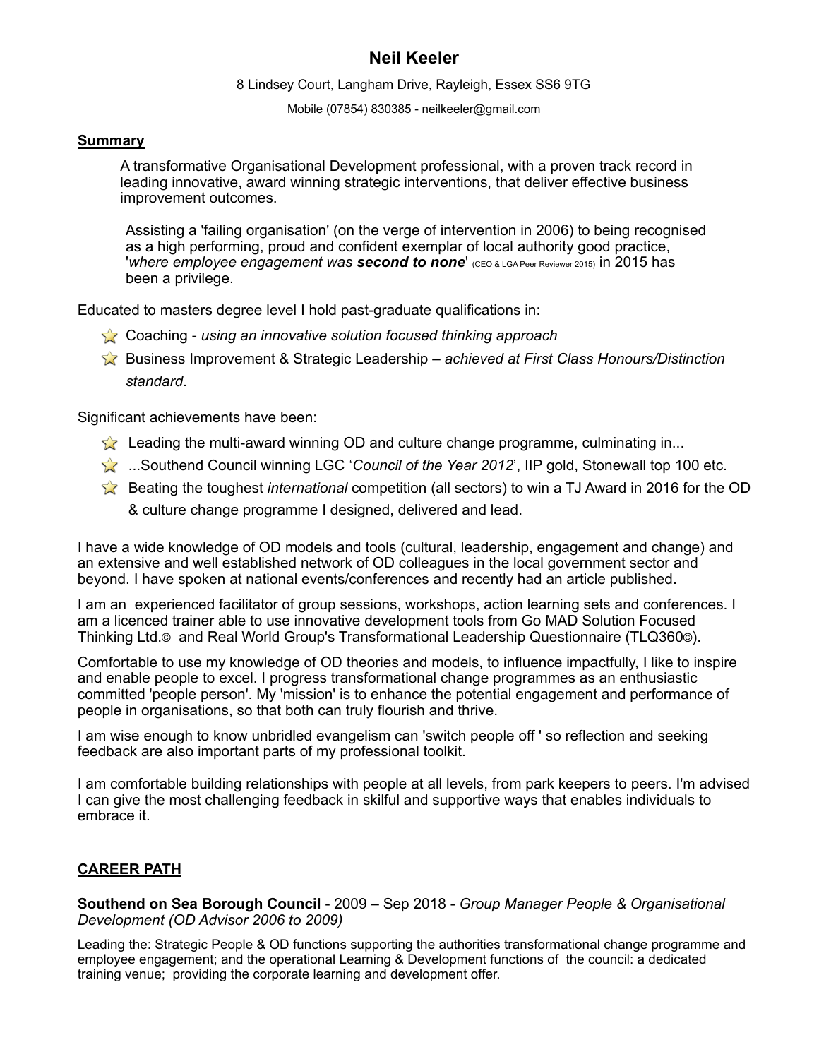# Neil Keeler

8 Lindsey Court, Langham Drive, Rayleigh, Essex SS6 9TG

Mobile (07854) 830385 - neilkeeler@gmail.com

## Summary

A transformative Organisational Development professional, with a proven track record in leading innovative, award winning strategic interventions, that deliver effective business improvement outcomes.

Assisting a 'failing organisation' (on the verge of intervention in 2006) to being recognised as a high performing, proud and confident exemplar of local authority good practice, '*where employee engagement was **second to none***' (CEO & LGA Peer Reviewer 2015) in 2015 has been a privilege.

Educated to masters degree level I hold past-graduate qualifications in:

- Coaching - *using an innovative solution focused thinking approach*
- Business Improvement & Strategic Leadership – *achieved at First Class Honours/Distinction standard*.

Significant achievements have been:

- Leading the multi-award winning OD and culture change programme, culminating in...
- ...Southend Council winning LGC '*Council of the Year 2012*', IIP gold, Stonewall top 100 etc.
- Beating the toughest *international* competition (all sectors) to win a TJ Award in 2016 for the OD & culture change programme I designed, delivered and lead.

I have a wide knowledge of OD models and tools (cultural, leadership, engagement and change) and an extensive and well established network of OD colleagues in the local government sector and beyond. I have spoken at national events/conferences and recently had an article published.

I am an experienced facilitator of group sessions, workshops, action learning sets and conferences. I am a licenced trainer able to use innovative development tools from Go MAD Solution Focused Thinking Ltd.© and Real World Group's Transformational Leadership Questionnaire (TLQ360©).

Comfortable to use my knowledge of OD theories and models, to influence impactfully, I like to inspire and enable people to excel. I progress transformational change programmes as an enthusiastic committed 'people person'. My 'mission' is to enhance the potential engagement and performance of people in organisations, so that both can truly flourish and thrive.

I am wise enough to know unbridled evangelism can 'switch people off ' so reflection and seeking feedback are also important parts of my professional toolkit.

I am comfortable building relationships with people at all levels, from park keepers to peers. I'm advised I can give the most challenging feedback in skilful and supportive ways that enables individuals to embrace it.

## CAREER PATH

**Southend on Sea Borough Council** - 2009 – Sep 2018 - *Group Manager People & Organisational Development (OD Advisor 2006 to 2009)*

Leading the: Strategic People & OD functions supporting the authorities transformational change programme and employee engagement; and the operational Learning & Development functions of the council: a dedicated training venue; providing the corporate learning and development offer.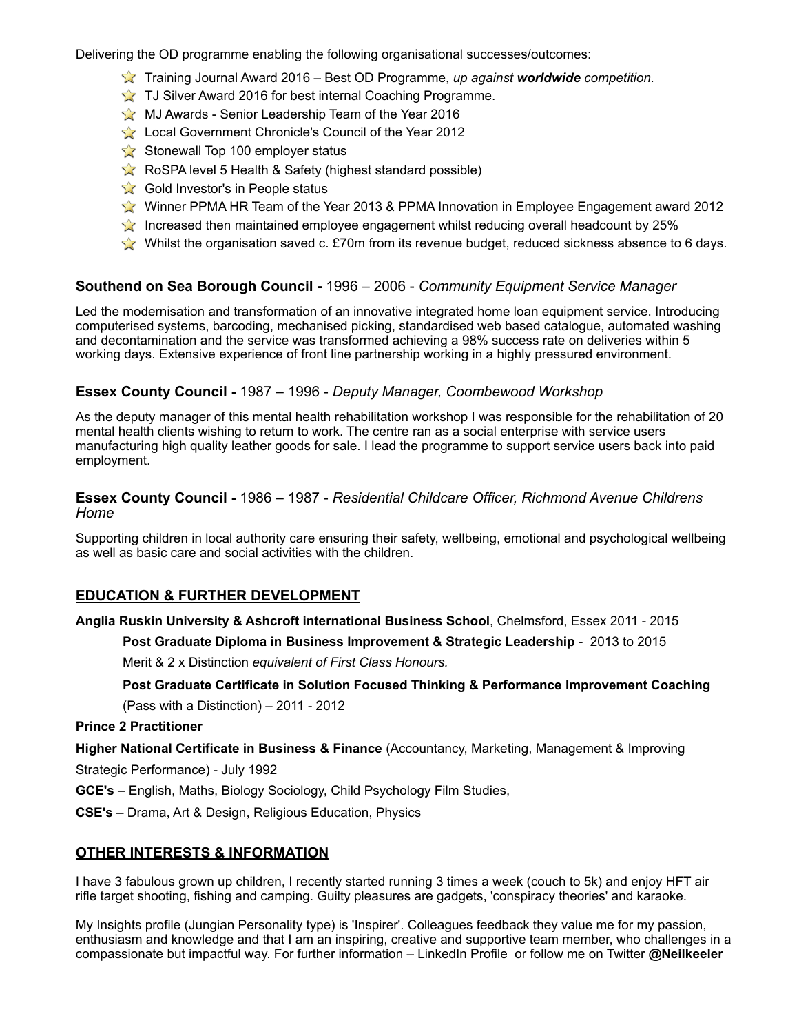Delivering the OD programme enabling the following organisational successes/outcomes:

- ⭐ Training Journal Award 2016 – Best OD Programme, *up against **worldwide** competition.*
- ⭐ TJ Silver Award 2016 for best internal Coaching Programme.
- ⭐ MJ Awards - Senior Leadership Team of the Year 2016
- ⭐ Local Government Chronicle's Council of the Year 2012
- ⭐ Stonewall Top 100 employer status
- ⭐ RoSPA level 5 Health & Safety (highest standard possible)
- ⭐ Gold Investor's in People status
- ⭐ Winner PPMA HR Team of the Year 2013 & PPMA Innovation in Employee Engagement award 2012
- ⭐ Increased then maintained employee engagement whilst reducing overall headcount by 25%
- ⭐ Whilst the organisation saved c. £70m from its revenue budget, reduced sickness absence to 6 days.

### **Southend on Sea Borough Council -** 1996 – 2006 - *Community Equipment Service Manager*

Led the modernisation and transformation of an innovative integrated home loan equipment service. Introducing computerised systems, barcoding, mechanised picking, standardised web based catalogue, automated washing and decontamination and the service was transformed achieving a 98% success rate on deliveries within 5 working days. Extensive experience of front line partnership working in a highly pressured environment.

### **Essex County Council -** 1987 – 1996 - *Deputy Manager, Coombewood Workshop*

As the deputy manager of this mental health rehabilitation workshop I was responsible for the rehabilitation of 20 mental health clients wishing to return to work. The centre ran as a social enterprise with service users manufacturing high quality leather goods for sale. I lead the programme to support service users back into paid employment.

### **Essex County Council -** 1986 – 1987 - *Residential Childcare Officer, Richmond Avenue Childrens Home*

Supporting children in local authority care ensuring their safety, wellbeing, emotional and psychological wellbeing as well as basic care and social activities with the children.

## EDUCATION & FURTHER DEVELOPMENT

**Anglia Ruskin University & Ashcroft international Business School**, Chelmsford, Essex 2011 - 2015

**Post Graduate Diploma in Business Improvement & Strategic Leadership** - 2013 to 2015

Merit & 2 x Distinction *equivalent of First Class Honours.*

**Post Graduate Certificate in Solution Focused Thinking & Performance Improvement Coaching**

(Pass with a Distinction) – 2011 - 2012

**Prince 2 Practitioner**

**Higher National Certificate in Business & Finance** (Accountancy, Marketing, Management & Improving Strategic Performance) - July 1992

**GCE's** – English, Maths, Biology Sociology, Child Psychology Film Studies,

**CSE's** – Drama, Art & Design, Religious Education, Physics

## OTHER INTERESTS & INFORMATION

I have 3 fabulous grown up children, I recently started running 3 times a week (couch to 5k) and enjoy HFT air rifle target shooting, fishing and camping. Guilty pleasures are gadgets, 'conspiracy theories' and karaoke.

My Insights profile (Jungian Personality type) is 'Inspirer'. Colleagues feedback they value me for my passion, enthusiasm and knowledge and that I am an inspiring, creative and supportive team member, who challenges in a compassionate but impactful way. For further information – LinkedIn Profile or follow me on Twitter **@Neilkeeler**